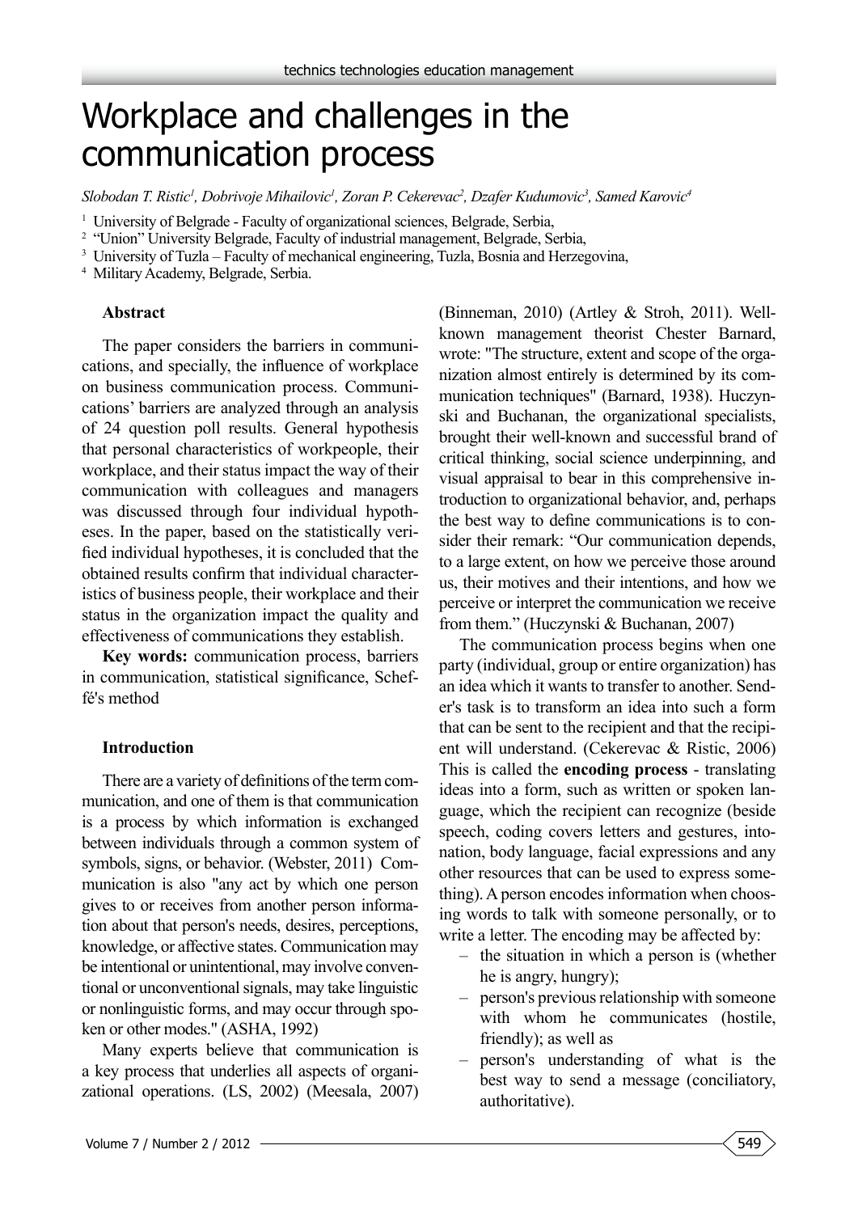# Workplace and challenges in the communication process

*Slobodan T. Ristic[1], Dobrivoje Mihailovic[1], Zoran P. Cekerevac[2], Dzafer Kudumovic[3], Samed Karovic[4]*

[1] University of Belgrade - Faculty of organizational sciences, Belgrade, Serbia,
[2] "Union" University Belgrade, Faculty of industrial management, Belgrade, Serbia,
[3] University of Tuzla – Faculty of mechanical engineering, Tuzla, Bosnia and Herzegovina,
[4] Military Academy, Belgrade, Serbia.

## Abstract

The paper considers the barriers in communications, and specially, the influence of workplace on business communication process. Communications' barriers are analyzed through an analysis of 24 question poll results. General hypothesis that personal characteristics of workpeople, their workplace, and their status impact the way of their communication with colleagues and managers was discussed through four individual hypotheses. In the paper, based on the statistically verified individual hypotheses, it is concluded that the obtained results confirm that individual characteristics of business people, their workplace and their status in the organization impact the quality and effectiveness of communications they establish.

**Key words:** communication process, barriers in communication, statistical significance, Scheffé's method

## Introduction

There are a variety of definitions of the term communication, and one of them is that communication is a process by which information is exchanged between individuals through a common system of symbols, signs, or behavior. (Webster, 2011) Communication is also "any act by which one person gives to or receives from another person information about that person's needs, desires, perceptions, knowledge, or affective states. Communication may be intentional or unintentional, may involve conventional or unconventional signals, may take linguistic or nonlinguistic forms, and may occur through spoken or other modes." (ASHA, 1992)

Many experts believe that communication is a key process that underlies all aspects of organizational operations. (LS, 2002) (Meesala, 2007) (Binneman, 2010) (Artley & Stroh, 2011). Well-known management theorist Chester Barnard, wrote: "The structure, extent and scope of the organization almost entirely is determined by its communication techniques" (Barnard, 1938). Huczynski and Buchanan, the organizational specialists, brought their well-known and successful brand of critical thinking, social science underpinning, and visual appraisal to bear in this comprehensive introduction to organizational behavior, and, perhaps the best way to define communications is to consider their remark: "Our communication depends, to a large extent, on how we perceive those around us, their motives and their intentions, and how we perceive or interpret the communication we receive from them." (Huczynski & Buchanan, 2007)

The communication process begins when one party (individual, group or entire organization) has an idea which it wants to transfer to another. Sender's task is to transform an idea into such a form that can be sent to the recipient and that the recipient will understand. (Cekerevac & Ristic, 2006) This is called the **encoding process** - translating ideas into a form, such as written or spoken language, which the recipient can recognize (beside speech, coding covers letters and gestures, intonation, body language, facial expressions and any other resources that can be used to express something). A person encodes information when choosing words to talk with someone personally, or to write a letter. The encoding may be affected by:

- the situation in which a person is (whether he is angry, hungry);
- person's previous relationship with someone with whom he communicates (hostile, friendly); as well as
- person's understanding of what is the best way to send a message (conciliatory, authoritative).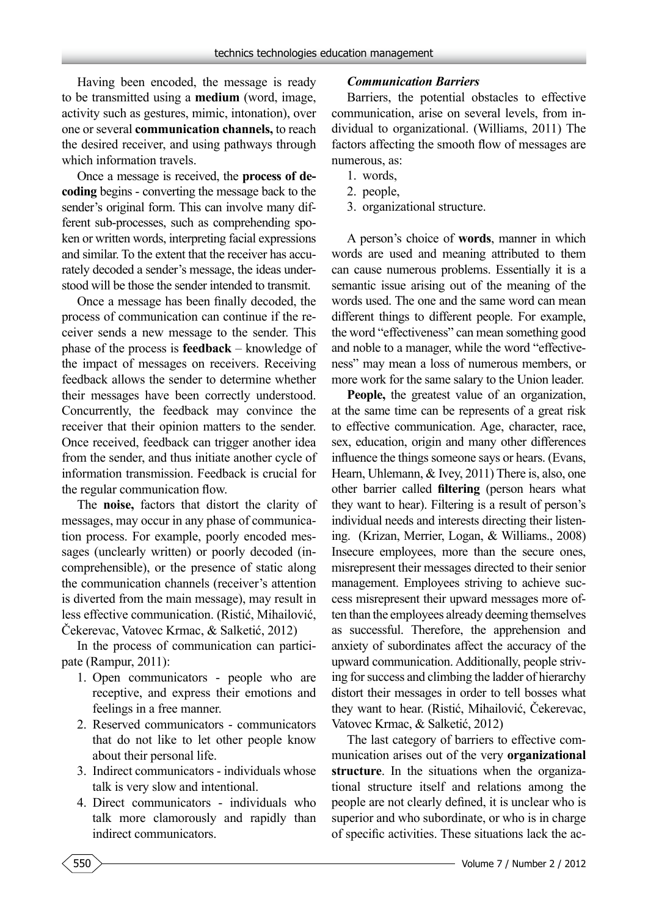Having been encoded, the message is ready to be transmitted using a **medium** (word, image, activity such as gestures, mimic, intonation), over one or several **communication channels,** to reach the desired receiver, and using pathways through which information travels.

Once a message is received, the **process of decoding** begins - converting the message back to the sender's original form. This can involve many different sub-processes, such as comprehending spoken or written words, interpreting facial expressions and similar. To the extent that the receiver has accurately decoded a sender's message, the ideas understood will be those the sender intended to transmit.

Once a message has been finally decoded, the process of communication can continue if the receiver sends a new message to the sender. This phase of the process is **feedback** – knowledge of the impact of messages on receivers. Receiving feedback allows the sender to determine whether their messages have been correctly understood. Concurrently, the feedback may convince the receiver that their opinion matters to the sender. Once received, feedback can trigger another idea from the sender, and thus initiate another cycle of information transmission. Feedback is crucial for the regular communication flow.

The **noise,** factors that distort the clarity of messages, may occur in any phase of communication process. For example, poorly encoded messages (unclearly written) or poorly decoded (incomprehensible), or the presence of static along the communication channels (receiver's attention is diverted from the main message), may result in less effective communication. (Ristić, Mihailović, Čekerevac, Vatovec Krmac, & Salketić, 2012)

In the process of communication can participate (Rampur, 2011):

1. Open communicators - people who are receptive, and express their emotions and feelings in a free manner.
2. Reserved communicators - communicators that do not like to let other people know about their personal life.
3. Indirect communicators - individuals whose talk is very slow and intentional.
4. Direct communicators - individuals who talk more clamorously and rapidly than indirect communicators.

### *Communication Barriers*

Barriers, the potential obstacles to effective communication, arise on several levels, from individual to organizational. (Williams, 2011) The factors affecting the smooth flow of messages are numerous, as:

1. words,
2. people,
3. organizational structure.

A person's choice of **words**, manner in which words are used and meaning attributed to them can cause numerous problems. Essentially it is a semantic issue arising out of the meaning of the words used. The one and the same word can mean different things to different people. For example, the word "effectiveness" can mean something good and noble to a manager, while the word "effectiveness" may mean a loss of numerous members, or more work for the same salary to the Union leader.

**People,** the greatest value of an organization, at the same time can be represents of a great risk to effective communication. Age, character, race, sex, education, origin and many other differences influence the things someone says or hears. (Evans, Hearn, Uhlemann, & Ivey, 2011) There is, also, one other barrier called **filtering** (person hears what they want to hear). Filtering is a result of person's individual needs and interests directing their listening. (Krizan, Merrier, Logan, & Williams., 2008) Insecure employees, more than the secure ones, misrepresent their messages directed to their senior management. Employees striving to achieve success misrepresent their upward messages more often than the employees already deeming themselves as successful. Therefore, the apprehension and anxiety of subordinates affect the accuracy of the upward communication. Additionally, people striving for success and climbing the ladder of hierarchy distort their messages in order to tell bosses what they want to hear. (Ristić, Mihailović, Čekerevac, Vatovec Krmac, & Salketić, 2012)

The last category of barriers to effective communication arises out of the very **organizational structure**. In the situations when the organizational structure itself and relations among the people are not clearly defined, it is unclear who is superior and who subordinate, or who is in charge of specific activities. These situations lack the ac-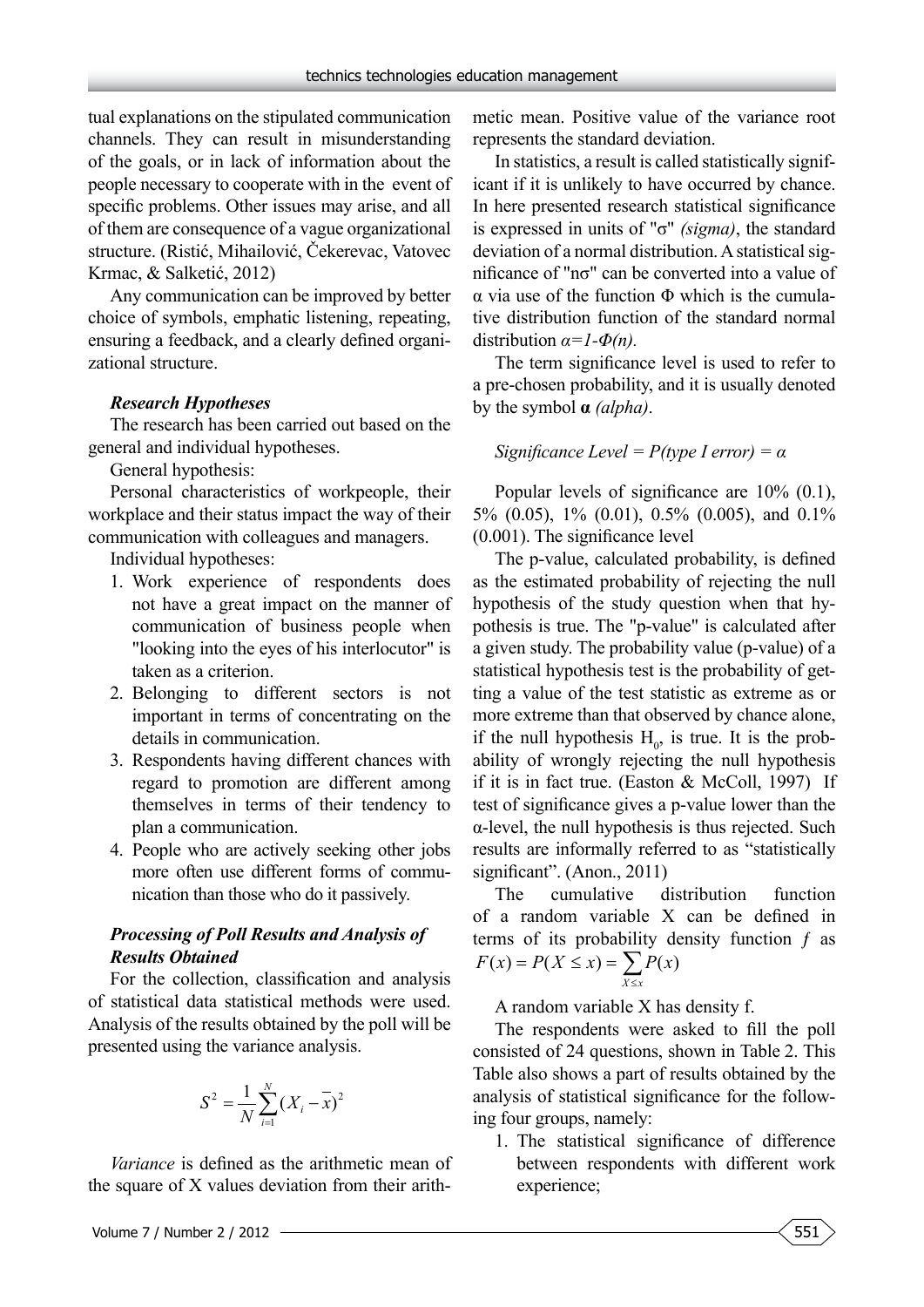tual explanations on the stipulated communication channels. They can result in misunderstanding of the goals, or in lack of information about the people necessary to cooperate with in the event of specific problems. Other issues may arise, and all of them are consequence of a vague organizational structure. (Ristić, Mihailović, Čekerevac, Vatovec Krmac, & Salketić, 2012)

Any communication can be improved by better choice of symbols, emphatic listening, repeating, ensuring a feedback, and a clearly defined organizational structure.

### *Research Hypotheses*

The research has been carried out based on the general and individual hypotheses.

General hypothesis:

Personal characteristics of workpeople, their workplace and their status impact the way of their communication with colleagues and managers.

Individual hypotheses:

1. Work experience of respondents does not have a great impact on the manner of communication of business people when "looking into the eyes of his interlocutor" is taken as a criterion.
2. Belonging to different sectors is not important in terms of concentrating on the details in communication.
3. Respondents having different chances with regard to promotion are different among themselves in terms of their tendency to plan a communication.
4. People who are actively seeking other jobs more often use different forms of communication than those who do it passively.

### *Processing of Poll Results and Analysis of Results Obtained*

For the collection, classification and analysis of statistical data statistical methods were used. Analysis of the results obtained by the poll will be presented using the variance analysis.

$$S^2 = \frac{1}{N}\sum_{i=1}^{N}(X_i - \bar{x})^2$$

*Variance* is defined as the arithmetic mean of the square of X values deviation from their arithmetic mean. Positive value of the variance root represents the standard deviation.

In statistics, a result is called statistically significant if it is unlikely to have occurred by chance. In here presented research statistical significance is expressed in units of "σ" *(sigma)*, the standard deviation of a normal distribution. A statistical significance of "nσ" can be converted into a value of α via use of the function Φ which is the cumulative distribution function of the standard normal distribution $\alpha = 1 - \Phi(n)$.

The term significance level is used to refer to a pre-chosen probability, and it is usually denoted by the symbol **α** *(alpha)*.

*Significance Level = P(type I error) = α*

Popular levels of significance are 10% (0.1), 5% (0.05), 1% (0.01), 0.5% (0.005), and 0.1% (0.001). The significance level

The p-value, calculated probability, is defined as the estimated probability of rejecting the null hypothesis of the study question when that hypothesis is true. The "p-value" is calculated after a given study. The probability value (p-value) of a statistical hypothesis test is the probability of getting a value of the test statistic as extreme as or more extreme than that observed by chance alone, if the null hypothesis $H_0$, is true. It is the probability of wrongly rejecting the null hypothesis if it is in fact true. (Easton & McColl, 1997) If test of significance gives a p-value lower than the α-level, the null hypothesis is thus rejected. Such results are informally referred to as "statistically significant". (Anon., 2011)

The cumulative distribution function of a random variable X can be defined in terms of its probability density function $f$ as $F(x) = P(X \leq x) = \sum_{X \leq x} P(x)$

A random variable X has density f.

The respondents were asked to fill the poll consisted of 24 questions, shown in Table 2. This Table also shows a part of results obtained by the analysis of statistical significance for the following four groups, namely:

1. The statistical significance of difference between respondents with different work experience;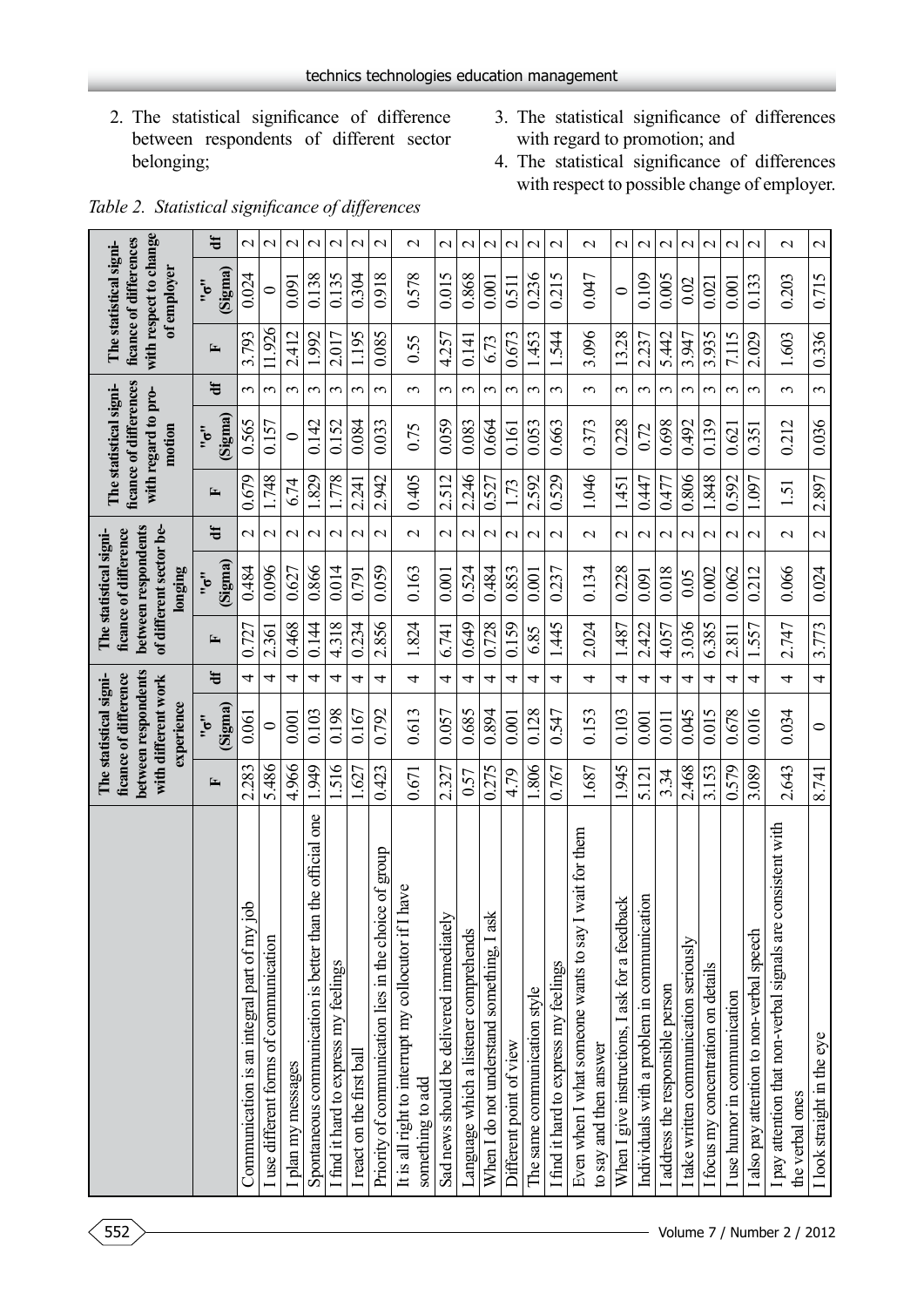2. The statistical significance of difference between respondents of different sector belonging;
3. The statistical significance of differences with regard to promotion; and
4. The statistical significance of differences with respect to possible change of employer.

*Table 2. Statistical significance of differences*

| | The statistical significance of difference between respondents with different work experience | | | The statistical significance of difference between respondents of different sector belonging | | | The statistical significance of differences with regard to promotion | | | The statistical significance of differences with respect to change of employer | | |
|---|---|---|---|---|---|---|---|---|---|---|---|---|
| | F | "σ" (Sigma) | df | F | "σ" (Sigma) | df | F | "σ" (Sigma) | df | F | "σ" (Sigma) | df |
| Communication is an integral part of my job | 2.283 | 0.061 | 4 | 0.727 | 0.484 | 2 | 0.679 | 0.565 | 3 | 3.793 | 0.024 | 2 |
| I use different forms of communication | 5.486 | 0 | 4 | 2.361 | 0.096 | 2 | 1.748 | 0.157 | 3 | 11.926 | 0 | 2 |
| I plan my messages | 4.966 | 0.001 | 4 | 0.468 | 0.627 | 2 | 6.74 | 0 | 3 | 2.412 | 0.091 | 2 |
| Spontaneous communication is better than the official one | 1.949 | 0.103 | 4 | 0.144 | 0.866 | 2 | 1.829 | 0.142 | 3 | 1.992 | 0.138 | 2 |
| I find it hard to express my feelings | 1.516 | 0.198 | 4 | 4.318 | 0.014 | 2 | 1.778 | 0.152 | 3 | 2.017 | 0.135 | 2 |
| I react on the first ball | 1.627 | 0.167 | 4 | 0.234 | 0.791 | 2 | 2.241 | 0.084 | 3 | 1.195 | 0.304 | 2 |
| Priority of communication lies in the choice of group | 0.423 | 0.792 | 4 | 2.856 | 0.059 | 2 | 2.942 | 0.033 | 3 | 0.085 | 0.918 | 2 |
| It is all right to interrupt my collocutor if I have something to add | 0.671 | 0.613 | 4 | 1.824 | 0.163 | 2 | 0.405 | 0.75 | 3 | 0.55 | 0.578 | 2 |
| Sad news should be delivered immediately | 2.327 | 0.057 | 4 | 6.741 | 0.001 | 2 | 2.512 | 0.059 | 3 | 4.257 | 0.015 | 2 |
| Language which a listener comprehends | 0.57 | 0.685 | 4 | 0.649 | 0.524 | 2 | 2.246 | 0.083 | 3 | 0.141 | 0.868 | 2 |
| When I do not understand something, I ask | 0.275 | 0.894 | 4 | 0.728 | 0.484 | 2 | 0.527 | 0.664 | 3 | 6.73 | 0.001 | 2 |
| Different point of view | 4.79 | 0.001 | 4 | 0.159 | 0.853 | 2 | 1.73 | 0.161 | 3 | 0.673 | 0.511 | 2 |
| The same communication style | 1.806 | 0.128 | 4 | 6.85 | 0.001 | 2 | 2.592 | 0.053 | 3 | 1.453 | 0.236 | 2 |
| I find it hard to express my feelings | 0.767 | 0.547 | 4 | 1.445 | 0.237 | 2 | 0.529 | 0.663 | 3 | 1.544 | 0.215 | 2 |
| Even when I what someone wants to say I wait for them to say and then answer | 1.687 | 0.153 | 4 | 2.024 | 0.134 | 2 | 1.046 | 0.373 | 3 | 3.096 | 0.047 | 2 |
| When I give instructions, I ask for a feedback | 1.945 | 0.103 | 4 | 1.487 | 0.228 | 2 | 1.451 | 0.228 | 3 | 13.28 | 0 | 2 |
| Individuals with a problem in communication | 5.121 | 0.001 | 4 | 2.422 | 0.091 | 2 | 0.447 | 0.72 | 3 | 2.237 | 0.109 | 2 |
| I address the responsible person | 3.34 | 0.011 | 4 | 4.057 | 0.018 | 2 | 0.477 | 0.698 | 3 | 5.442 | 0.005 | 2 |
| I take written communication seriously | 2.468 | 0.045 | 4 | 3.036 | 0.05 | 2 | 0.806 | 0.492 | 3 | 3.947 | 0.02 | 2 |
| I focus my concentration on details | 3.153 | 0.015 | 4 | 6.385 | 0.002 | 2 | 1.848 | 0.139 | 3 | 3.935 | 0.021 | 2 |
| I use humor in communication | 0.579 | 0.678 | 4 | 2.811 | 0.062 | 2 | 0.592 | 0.621 | 3 | 7.115 | 0.001 | 2 |
| I also pay attention to non-verbal speech | 3.089 | 0.016 | 4 | 1.557 | 0.212 | 2 | 1.097 | 0.351 | 3 | 2.029 | 0.133 | 2 |
| I pay attention that non-verbal signals are consistent with the verbal ones | 2.643 | 0.034 | 4 | 2.747 | 0.066 | 2 | 1.51 | 0.212 | 3 | 1.603 | 0.203 | 2 |
| I look straight in the eye | 8.741 | 0 | 4 | 3.773 | 0.024 | 2 | 2.897 | 0.036 | 3 | 0.336 | 0.715 | 2 |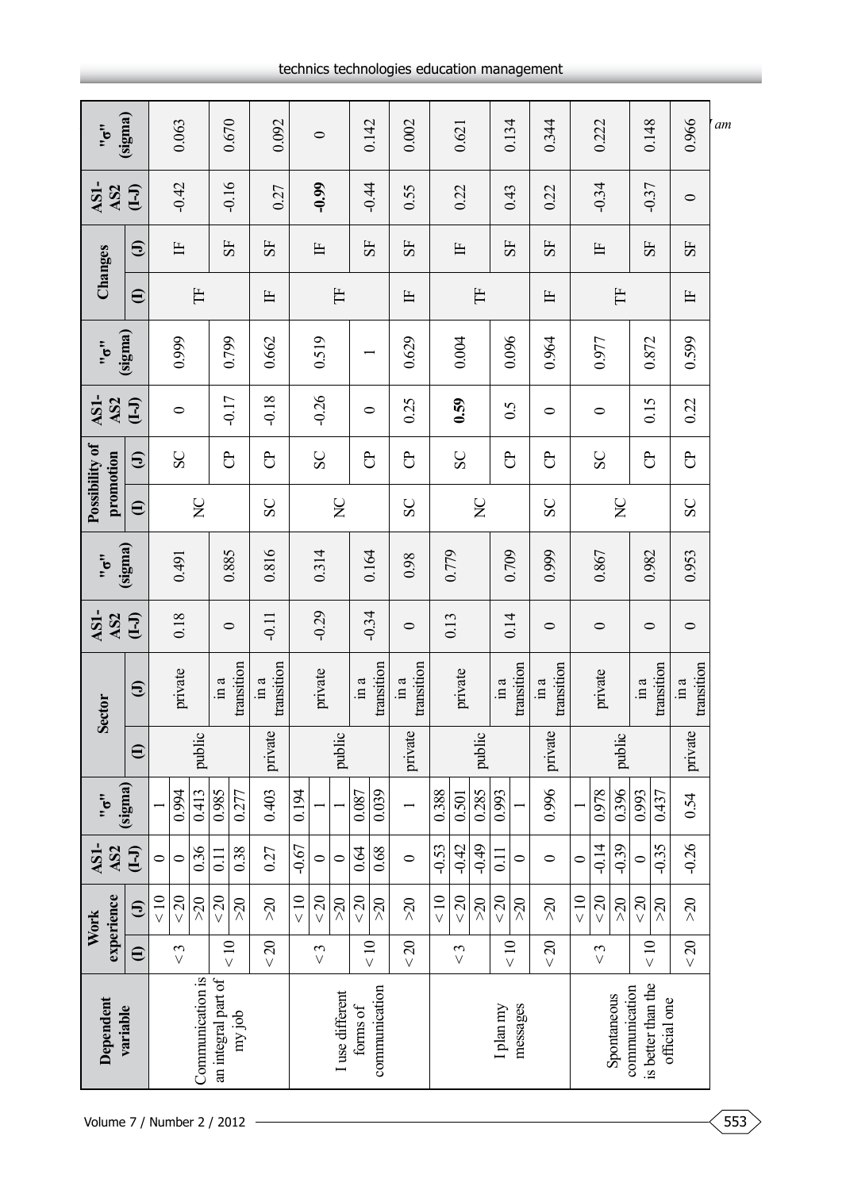| Dependent variable | Work experience (I) | Work experience (J) | AS1-AS2 (I-J) | "σ" (sigma) | Sector (I) | Sector (J) | AS1-AS2 (I-J) | "σ" (sigma) | Possibility of promotion (I) | Possibility of promotion (J) | AS1-AS2 (I-J) | "σ" (sigma) | Changes (I) | Changes (J) | AS1-AS2 (I-J) | "σ" (sigma) |
|---|---|---|---|---|---|---|---|---|---|---|---|---|---|---|---|---|
| Communication is an integral part of my job | < 3 | < 10 | 0 | 1 | public | private | 0.18 | 0.491 | NC | SC | 0 | 0.999 | TF | IF | -0.42 | 0.063 |
| | < 3 | < 20 | 0 | 0.994 | | | | | | | | | | | | |
| | < 3 | >20 | 0.36 | 0.413 | | | | | | | | | | | | |
| | < 10 | < 20 | 0.11 | 0.985 | public | in a transition | 0 | 0.885 | NC | CP | -0.17 | 0.799 | TF | SF | -0.16 | 0.670 |
| | < 10 | >20 | 0.38 | 0.277 | | | | | | | | | | | | |
| | < 20 | >20 | 0.27 | 0.403 | private | in a transition | -0.11 | 0.816 | SC | CP | -0.18 | 0.662 | IF | SF | 0.27 | 0.092 |
| I use different forms of communication | < 3 | < 10 | -0.67 | 0.194 | public | private | -0.29 | 0.314 | NC | SC | -0.26 | 0.519 | TF | IF | **-0.99** | 0 |
| | < 3 | < 20 | 0 | 1 | | | | | | | | | | | | |
| | < 3 | >20 | 0 | 1 | | | | | | | | | | | | |
| | < 10 | < 20 | 0.64 | 0.087 | public | in a transition | -0.34 | 0.164 | NC | CP | 0 | 1 | TF | SF | -0.44 | 0.142 |
| | < 10 | >20 | 0.68 | 0.039 | | | | | | | | | | | | |
| | < 20 | >20 | 0 | 1 | private | in a transition | 0 | 0.98 | SC | CP | 0.25 | 0.629 | IF | SF | 0.55 | 0.002 |
| I plan my messages | < 3 | < 10 | -0.53 | 0.388 | public | private | 0.13 | 0.779 | NC | SC | **0.59** | 0.004 | TF | IF | 0.22 | 0.621 |
| | < 3 | < 20 | -0.42 | 0.501 | | | | | | | | | | | | |
| | < 3 | >20 | -0.49 | 0.285 | | | | | | | | | | | | |
| | < 10 | < 20 | 0.11 | 0.993 | public | in a transition | 0.14 | 0.709 | NC | CP | 0.5 | 0.096 | TF | SF | 0.43 | 0.134 |
| | < 10 | >20 | 0 | 1 | | | | | | | | | | | | |
| | < 20 | >20 | 0 | 0.996 | private | in a transition | 0 | 0.999 | SC | CP | 0 | 0.964 | IF | SF | 0.22 | 0.344 |
| Spontaneous communication is better than the official one | < 3 | < 10 | 0 | 1 | public | private | 0 | 0.867 | NC | SC | 0 | 0.977 | TF | IF | -0.34 | 0.222 |
| | < 3 | < 20 | -0.14 | 0.978 | | | | | | | | | | | | |
| | < 3 | >20 | -0.39 | 0.396 | | | | | | | | | | | | |
| | < 10 | < 20 | 0 | 0.993 | public | in a transition | 0 | 0.982 | NC | CP | 0.15 | 0.872 | TF | SF | -0.37 | 0.148 |
| | < 10 | >20 | -0.35 | 0.437 | | | | | | | | | | | | |
| | < 20 | >20 | -0.26 | 0.54 | private | in a transition | 0 | 0.953 | SC | CP | 0.22 | 0.599 | IF | SF | 0 | 0.966 |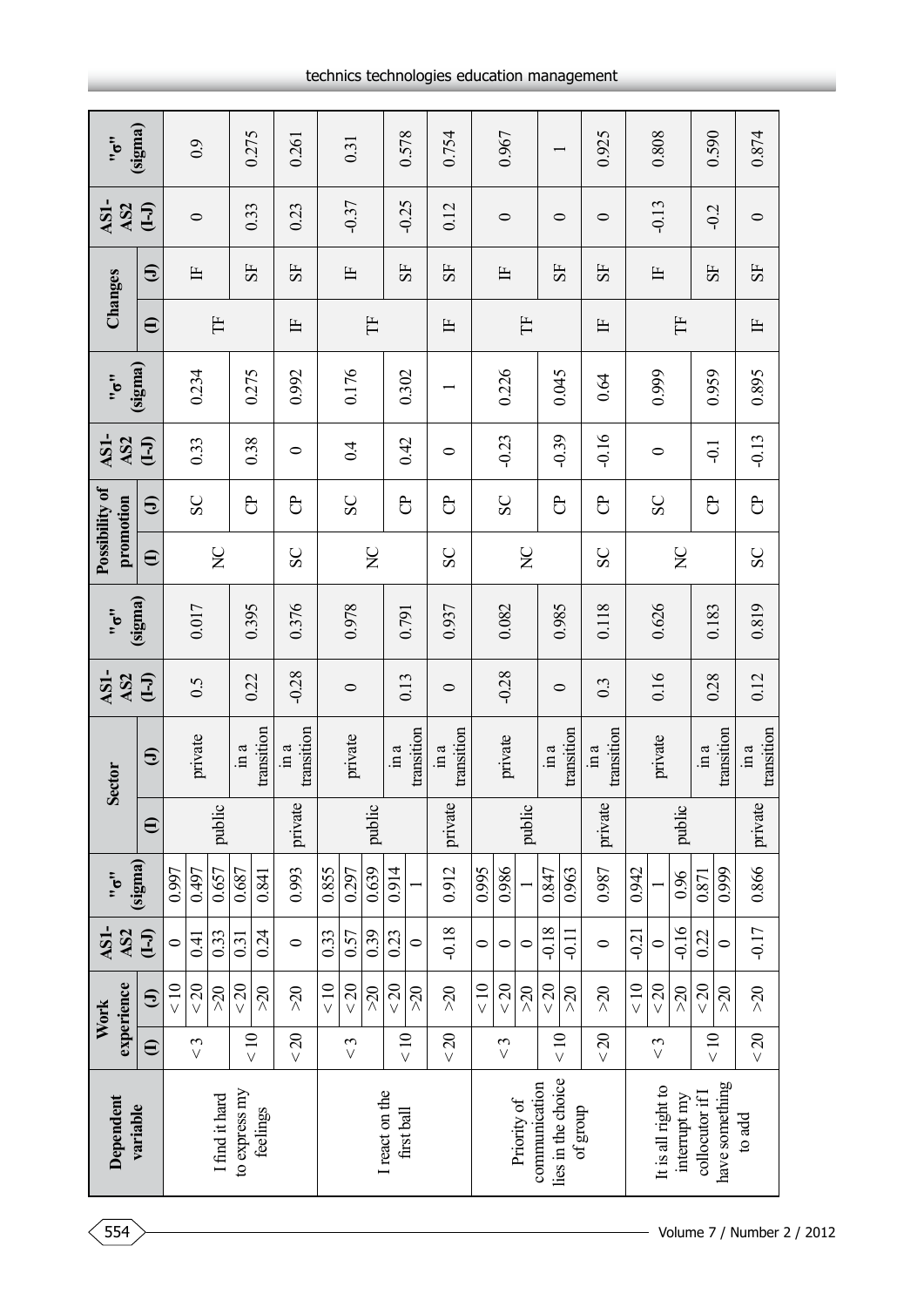| Dependent variable | Work experience (I) | Work experience (J) | AS1-AS2 (I-J) | "σ" (sigma) | Sector (I) | Sector (J) | AS1-AS2 (I-J) | "σ" (sigma) | Possibility of promotion (I) | Possibility of promotion (J) | AS1-AS2 (I-J) | "σ" (sigma) | Changes (I) | Changes (J) | AS1-AS2 (I-J) | "σ" (sigma) |
|---|---|---|---|---|---|---|---|---|---|---|---|---|---|---|---|---|
| I find it hard to express my feelings | < 3 | < 10 | 0 | 0.997 | public | private | 0.5 | 0.017 | NC | SC | 0.33 | 0.234 | TF | IF | 0 | 0.9 |
| | | < 20 | 0.41 | 0.497 | | | | | | | | | | | | |
| | | >20 | 0.33 | 0.657 | | | | | | | | | | | | |
| | < 10 | < 20 | 0.31 | 0.687 | | in a transition | 0.22 | 0.395 | | CP | 0.38 | 0.275 | | SF | 0.33 | 0.275 |
| | | >20 | 0.24 | 0.841 | | | | | | | | | | | | |
| | < 20 | >20 | 0 | 0.993 | private | in a transition | -0.28 | 0.376 | SC | CP | 0 | 0.992 | IF | SF | 0.23 | 0.261 |
| I react on the first ball | < 3 | < 10 | 0.33 | 0.855 | public | private | 0 | 0.978 | NC | SC | 0.4 | 0.176 | TF | IF | -0.37 | 0.31 |
| | | < 20 | 0.57 | 0.297 | | | | | | | | | | | | |
| | | >20 | 0.39 | 0.639 | | | | | | | | | | | | |
| | < 10 | < 20 | 0.23 | 0.914 | | in a transition | 0.13 | 0.791 | | CP | 0.42 | 0.302 | | SF | -0.25 | 0.578 |
| | | >20 | 0 | 1 | | | | | | | | | | | | |
| | < 20 | >20 | -0.18 | 0.912 | private | in a transition | 0 | 0.937 | SC | CP | 0 | 1 | IF | SF | 0.12 | 0.754 |
| Priority of communication lies in the choice of group | < 3 | < 10 | 0 | 0.995 | public | private | -0.28 | 0.082 | NC | SC | -0.23 | 0.226 | TF | IF | 0 | 0.967 |
| | | < 20 | 0 | 0.986 | | | | | | | | | | | | |
| | | >20 | 0 | 1 | | | | | | | | | | | | |
| | < 10 | < 20 | -0.18 | 0.847 | | in a transition | 0 | 0.985 | | CP | -0.39 | 0.045 | | SF | 0 | 1 |
| | | >20 | -0.11 | 0.963 | | | | | | | | | | | | |
| | < 20 | >20 | 0 | 0.987 | private | in a transition | 0.3 | 0.118 | SC | CP | -0.16 | 0.64 | IF | SF | 0 | 0.925 |
| It is all right to interrupt my collocutor if I have something to add | < 3 | < 10 | -0.21 | 0.942 | public | private | 0.16 | 0.626 | NC | SC | 0 | 0.999 | TF | IF | -0.13 | 0.808 |
| | | < 20 | 0 | 1 | | | | | | | | | | | | |
| | | >20 | -0.16 | 0.96 | | | | | | | | | | | | |
| | < 10 | < 20 | 0.22 | 0.871 | | in a transition | 0.28 | 0.183 | | CP | -0.1 | 0.959 | | SF | -0.2 | 0.590 |
| | | >20 | 0 | 0.999 | | | | | | | | | | | | |
| | < 20 | >20 | -0.17 | 0.866 | private | in a transition | 0.12 | 0.819 | SC | CP | -0.13 | 0.895 | IF | SF | 0 | 0.874 |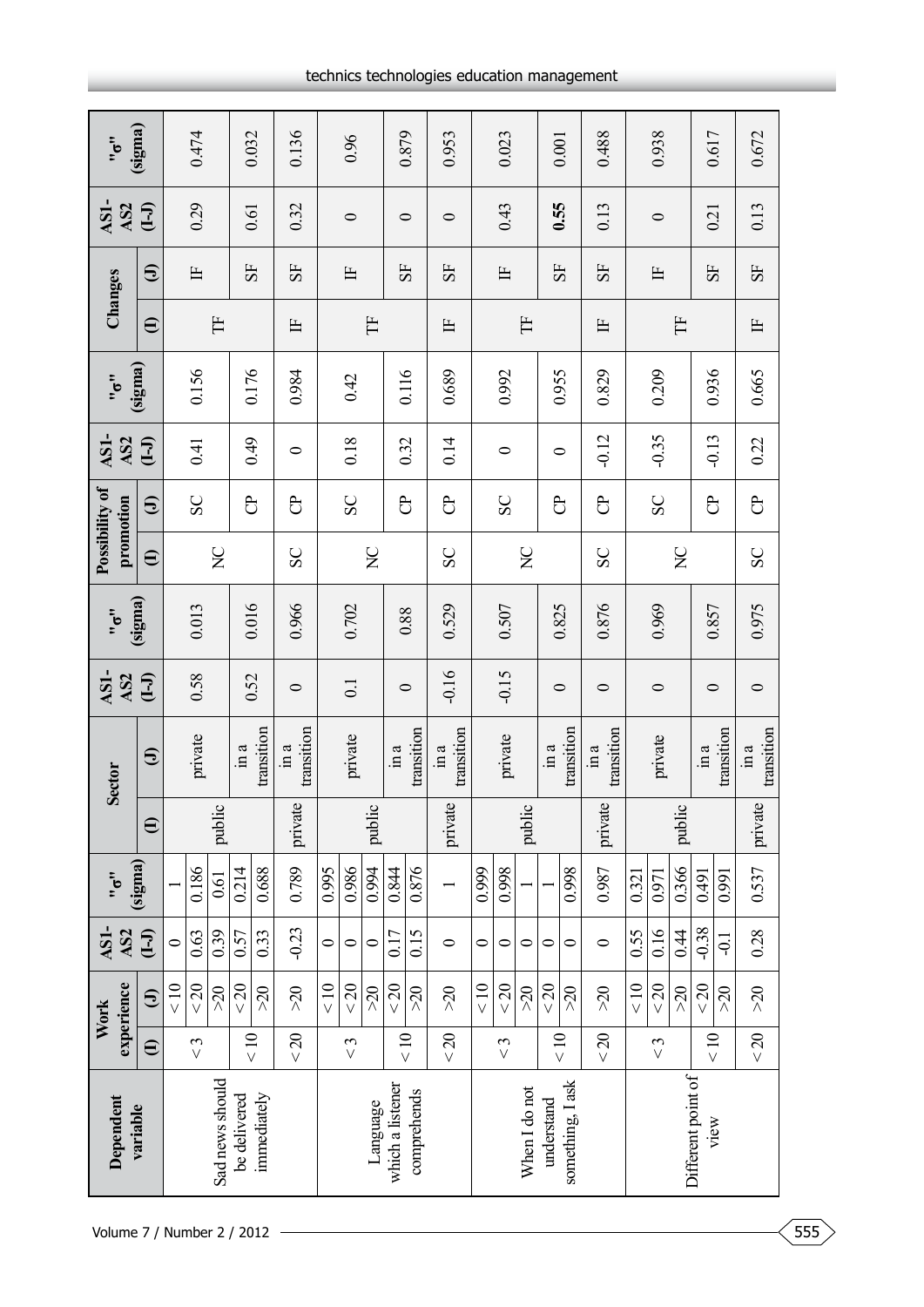| Dependent variable | Work experience | | AS1-AS2 | "σ" | Sector | | AS1-AS2 | "σ" | Possibility of promotion | | AS1-AS2 | "σ" | Changes | | AS1-AS2 | "σ" |
|---|---|---|---|---|---|---|---|---|---|---|---|---|---|---|---|---|
| | (I) | (J) | (I-J) | (sigma) | (I) | (J) | (I-J) | (sigma) | (I) | (J) | (I-J) | (sigma) | (I) | (J) | (I-J) | (sigma) |
| Sad news should be delivered immediately | < 3 | < 10 | 0 | 1 | public | private | 0.58 | 0.013 | NC | SC | 0.41 | 0.156 | TF | IF | 0.29 | 0.474 |
| | | < 20 | 0.63 | 0.186 | | in a transition | 0.52 | 0.016 | | CP | 0.49 | 0.176 | | SF | 0.61 | 0.032 |
| | | >20 | 0.39 | 0.61 | private | in a transition | 0 | 0.966 | SC | CP | 0 | 0.984 | IF | SF | 0.32 | 0.136 |
| | < 10 | < 20 | 0.57 | 0.214 | | | | | | | | | | | | |
| | | >20 | 0.33 | 0.688 | | | | | | | | | | | | |
| | < 20 | >20 | -0.23 | 0.789 | | | | | | | | | | | | |
| Language which a listener comprehends | < 3 | < 10 | 0 | 0.995 | public | private | 0.1 | 0.702 | NC | SC | 0.18 | 0.42 | TF | IF | 0 | 0.96 |
| | | < 20 | 0 | 0.986 | | in a transition | 0 | 0.88 | | CP | 0.32 | 0.116 | | SF | 0 | 0.879 |
| | | >20 | 0 | 0.994 | private | in a transition | -0.16 | 0.529 | SC | CP | 0.14 | 0.689 | IF | SF | 0 | 0.953 |
| | < 10 | < 20 | 0.17 | 0.844 | | | | | | | | | | | | |
| | | >20 | 0.15 | 0.876 | | | | | | | | | | | | |
| | < 20 | >20 | 0 | 1 | | | | | | | | | | | | |
| When I do not understand something, I ask | < 3 | < 10 | 0 | 0.999 | public | private | -0.15 | 0.507 | NC | SC | 0 | 0.992 | TF | IF | 0.43 | 0.023 |
| | | < 20 | 0 | 0.998 | | in a transition | 0 | 0.825 | | CP | 0 | 0.955 | | SF | **0.55** | 0.001 |
| | | >20 | 0 | 1 | private | in a transition | 0 | 0.876 | SC | CP | -0.12 | 0.829 | IF | SF | 0.13 | 0.488 |
| | < 10 | < 20 | 0 | 1 | | | | | | | | | | | | |
| | | >20 | 0 | 0.998 | | | | | | | | | | | | |
| | < 20 | >20 | 0 | 0.987 | | | | | | | | | | | | |
| Different point of view | < 3 | < 10 | 0.55 | 0.321 | public | private | 0 | 0.969 | NC | SC | -0.35 | 0.209 | TF | IF | 0 | 0.938 |
| | | < 20 | 0.16 | 0.971 | | in a transition | 0 | 0.857 | | CP | -0.13 | 0.936 | | SF | 0.21 | 0.617 |
| | | >20 | 0.44 | 0.366 | private | in a transition | 0 | 0.975 | SC | CP | 0.22 | 0.665 | IF | SF | 0.13 | 0.672 |
| | < 10 | < 20 | -0.38 | 0.491 | | | | | | | | | | | | |
| | | >20 | -0.1 | 0.991 | | | | | | | | | | | | |
| | < 20 | >20 | 0.28 | 0.537 | | | | | | | | | | | | |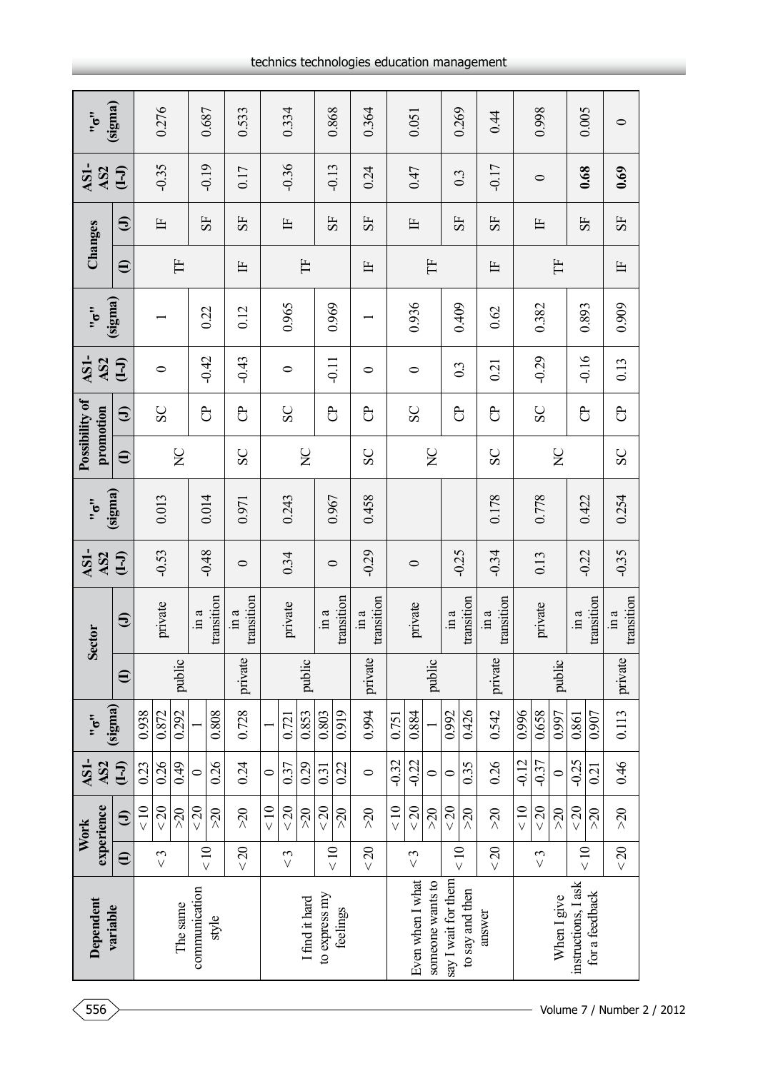| Dependent variable | Work experience (I) | Work experience (J) | AS1-AS2 (I-J) | "σ" (sigma) | Sector (I) | Sector (J) | AS1-AS2 (I-J) | "σ" (sigma) | Possibility of promotion (I) | Possibility of promotion (J) | AS1-AS2 (I-J) | "σ" (sigma) | Changes (I) | Changes (J) | AS1-AS2 (I-J) | "σ" (sigma) |
|---|---|---|---|---|---|---|---|---|---|---|---|---|---|---|---|---|
| The same communication style | < 3 | < 10 | 0.23 | 0.938 | public | private | -0.53 | 0.013 | NC | SC | 0 | 1 | TF | IF | -0.35 | 0.276 |
| | | < 20 | 0.26 | 0.872 | | | | | | | | | | | | |
| | | >20 | 0.49 | 0.292 | | | | | | | | | | | | |
| | < 10 | < 20 | 0 | 1 | public | in a transition | -0.48 | 0.014 | NC | CP | -0.42 | 0.22 | TF | SF | -0.19 | 0.687 |
| | | >20 | 0.26 | 0.808 | | | | | | | | | | | | |
| | < 20 | >20 | 0.24 | 0.728 | private | in a transition | 0 | 0.971 | SC | CP | -0.43 | 0.12 | IF | SF | 0.17 | 0.533 |
| I find it hard to express my feelings | < 3 | < 10 | 0 | 1 | public | private | 0.34 | 0.243 | NC | SC | 0 | 0.965 | TF | IF | -0.36 | 0.334 |
| | | < 20 | 0.37 | 0.721 | | | | | | | | | | | | |
| | | >20 | 0.29 | 0.853 | | | | | | | | | | | | |
| | < 10 | < 20 | 0.31 | 0.803 | public | in a transition | 0 | 0.967 | NC | CP | -0.11 | 0.969 | TF | SF | -0.13 | 0.868 |
| | | >20 | 0.22 | 0.919 | | | | | | | | | | | | |
| | < 20 | >20 | 0 | 0.994 | private | in a transition | -0.29 | 0.458 | SC | CP | 0 | 1 | IF | SF | 0.24 | 0.364 |
| Even when I what someone wants to say I wait for them to say and then answer | < 3 | < 10 | -0.32 | 0.751 | public | private | 0 | | NC | SC | 0 | 0.936 | TF | IF | 0.47 | 0.051 |
| | | < 20 | -0.22 | 0.884 | | | | | | | | | | | | |
| | | >20 | 0 | 1 | | | | | | | | | | | | |
| | < 10 | < 20 | 0 | 0.992 | public | in a transition | -0.25 | | NC | CP | 0.3 | 0.409 | TF | SF | 0.3 | 0.269 |
| | | >20 | 0.35 | 0.426 | | | | | | | | | | | | |
| | < 20 | >20 | 0.26 | 0.542 | private | in a transition | -0.34 | 0.178 | SC | CP | 0.21 | 0.62 | IF | SF | -0.17 | 0.44 |
| When I give instructions, I ask for a feedback | < 3 | < 10 | -0.12 | 0.996 | public | private | 0.13 | 0.778 | NC | SC | -0.29 | 0.382 | TF | IF | 0 | 0.998 |
| | | < 20 | -0.37 | 0.658 | | | | | | | | | | | | |
| | | >20 | 0 | 0.997 | | | | | | | | | | | | |
| | < 10 | < 20 | -0.25 | 0.861 | public | in a transition | -0.22 | 0.422 | NC | CP | -0.16 | 0.893 | TF | SF | **0.68** | 0.005 |
| | | >20 | 0.21 | 0.907 | | | | | | | | | | | | |
| | < 20 | >20 | 0.46 | 0.113 | private | in a transition | -0.35 | 0.254 | SC | CP | 0.13 | 0.909 | IF | SF | **0.69** | 0 |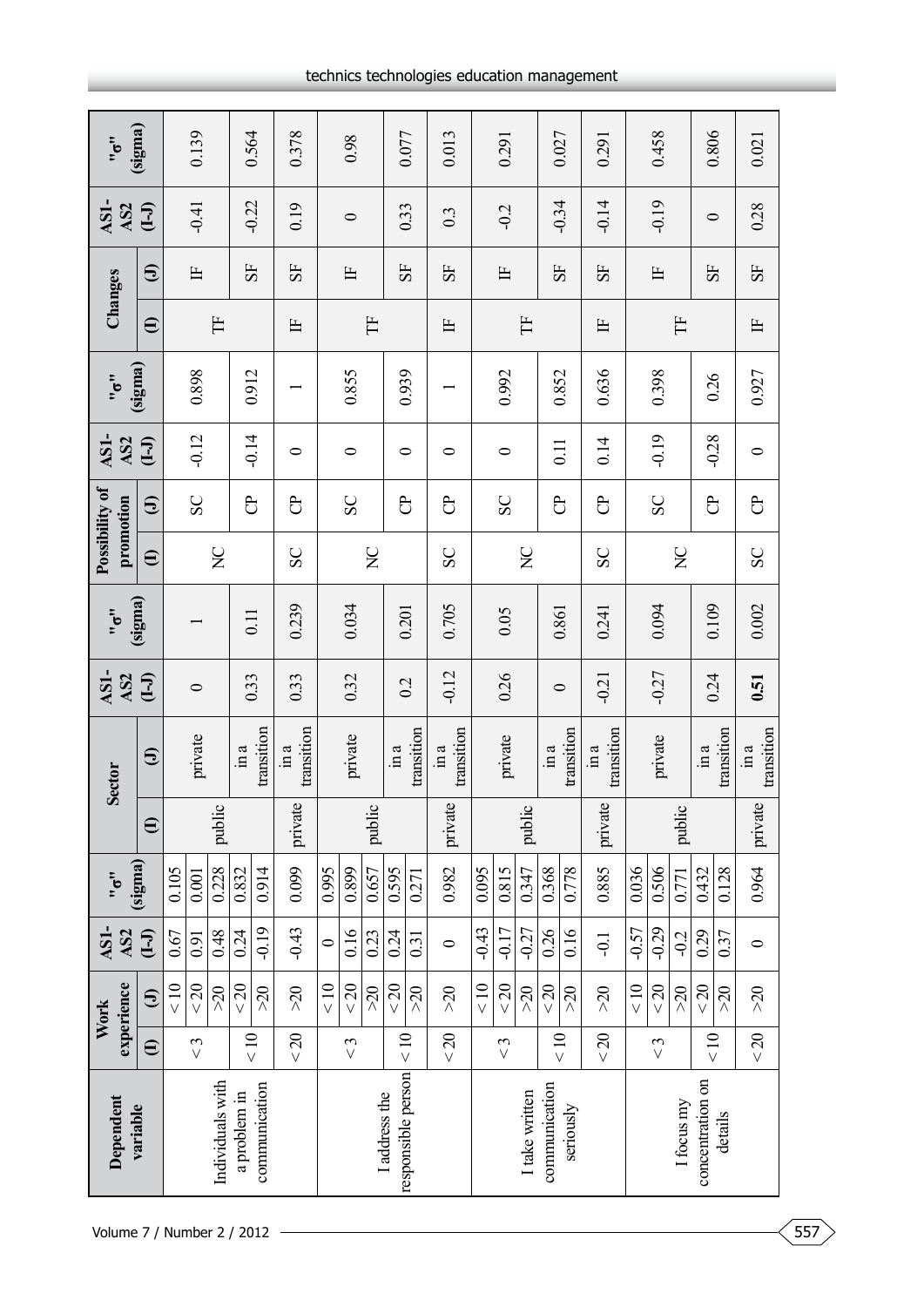| Dependent variable | Work experience (I) | Work experience (J) | AS1-AS2 (I-J) | "σ" (sigma) | Sector (I) | Sector (J) | AS1-AS2 (I-J) | "σ" (sigma) | Possibility of promotion (I) | Possibility of promotion (J) | AS1-AS2 (I-J) | "σ" (sigma) | Changes (I) | Changes (J) | AS1-AS2 (I-J) | "σ" (sigma) |
|---|---|---|---|---|---|---|---|---|---|---|---|---|---|---|---|---|
| Individuals with a problem in communication | < 3 | < 10 | 0.67 | 0.105 | public | private | 0 | 1 | NC | SC | -0.12 | 0.898 | TF | IF | -0.41 | 0.139 |
| | | < 20 | 0.91 | 0.001 | | | | | | | | | | | | |
| | | >20 | 0.48 | 0.228 | | | | | | | | | | | | |
| | < 10 | < 20 | 0.24 | 0.832 | | in a transition | 0.33 | 0.11 | | CP | -0.14 | 0.912 | | SF | -0.22 | 0.564 |
| | | >20 | -0.19 | 0.914 | | | | | | | | | | | | |
| | < 20 | >20 | -0.43 | 0.099 | private | in a transition | 0.33 | 0.239 | SC | CP | 0 | 1 | IF | SF | 0.19 | 0.378 |
| I address the responsible person | < 3 | < 10 | 0 | 0.995 | public | private | 0.32 | 0.034 | NC | SC | 0 | 0.855 | TF | IF | 0 | 0.98 |
| | | < 20 | 0.16 | 0.899 | | | | | | | | | | | | |
| | | >20 | 0.23 | 0.657 | | | | | | | | | | | | |
| | < 10 | < 20 | 0.24 | 0.595 | | in a transition | 0.2 | 0.201 | | CP | 0 | 0.939 | | SF | 0.33 | 0.077 |
| | | >20 | 0.31 | 0.271 | | | | | | | | | | | | |
| | < 20 | >20 | 0 | 0.982 | private | in a transition | -0.12 | 0.705 | SC | CP | 0 | 1 | IF | SF | 0.3 | 0.013 |
| I take written communication seriously | < 3 | < 10 | -0.43 | 0.095 | public | private | 0.26 | 0.05 | NC | SC | 0 | 0.992 | TF | IF | -0.2 | 0.291 |
| | | < 20 | -0.17 | 0.815 | | | | | | | | | | | | |
| | | >20 | -0.27 | 0.347 | | | | | | | | | | | | |
| | < 10 | < 20 | 0.26 | 0.368 | | in a transition | 0 | 0.861 | | CP | 0.11 | 0.852 | | SF | -0.34 | 0.027 |
| | | >20 | 0.16 | 0.778 | | | | | | | | | | | | |
| | < 20 | >20 | -0.1 | 0.885 | private | in a transition | -0.21 | 0.241 | SC | CP | 0.14 | 0.636 | IF | SF | -0.14 | 0.291 |
| I focus my concentration on details | < 3 | < 10 | -0.57 | 0.036 | public | private | -0.27 | 0.094 | NC | SC | -0.19 | 0.398 | TF | IF | -0.19 | 0.458 |
| | | < 20 | -0.29 | 0.506 | | | | | | | | | | | | |
| | | >20 | -0.2 | 0.771 | | | | | | | | | | | | |
| | < 10 | < 20 | 0.29 | 0.432 | | in a transition | 0.24 | 0.109 | | CP | -0.28 | 0.26 | | SF | 0 | 0.806 |
| | | >20 | 0.37 | 0.128 | | | | | | | | | | | | |
| | < 20 | >20 | 0 | 0.964 | private | in a transition | **0.51** | 0.002 | SC | CP | 0 | 0.927 | IF | SF | 0.28 | 0.021 |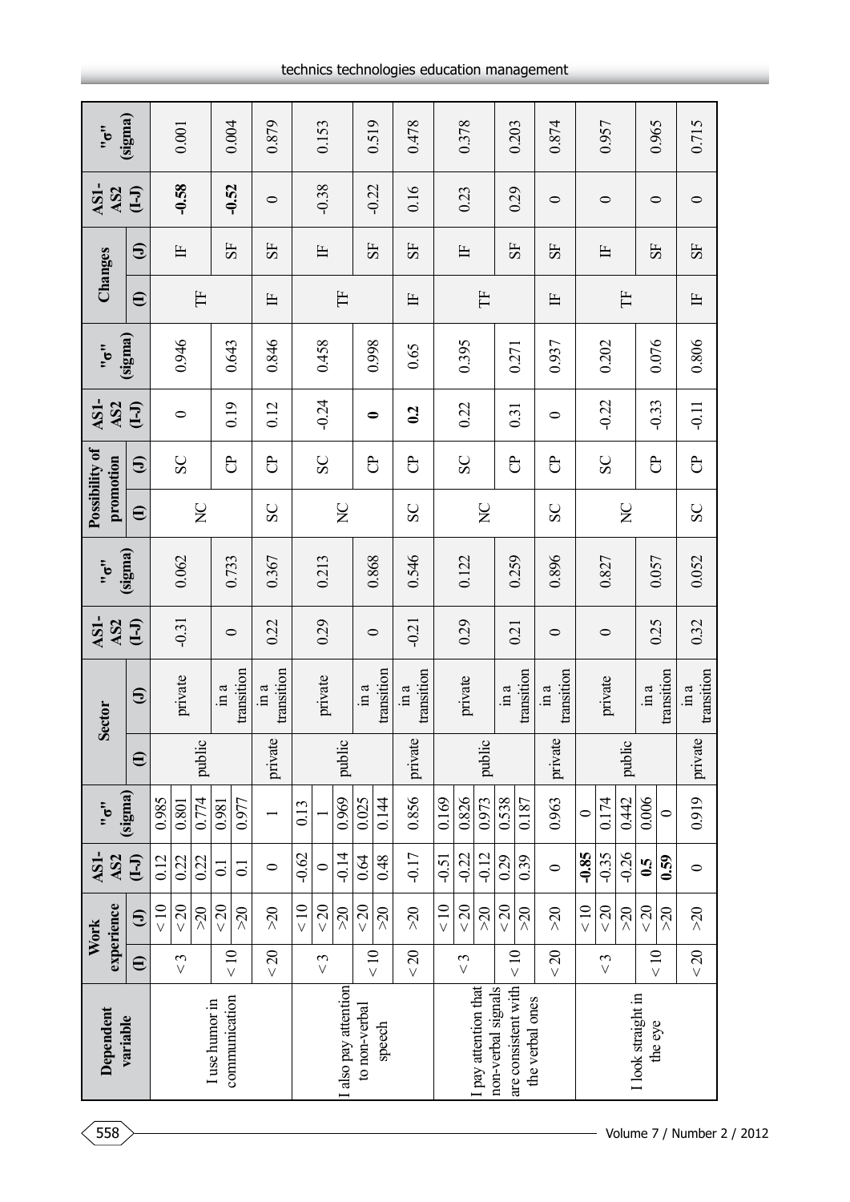| Dependent variable | Work experience (I) | Work experience (J) | AS1-AS2 (I-J) | "σ" (sigma) | Sector (I) | Sector (J) | AS1-AS2 (I-J) | "σ" (sigma) | Possibility of promotion (I) | Possibility of promotion (J) | AS1-AS2 (I-J) | "σ" (sigma) | Changes (I) | Changes (J) | AS1-AS2 (I-J) | "σ" (sigma) |
|---|---|---|---|---|---|---|---|---|---|---|---|---|---|---|---|---|
| I use humor in communication | < 3 | < 10 | 0.12 | 0.985 | public | private | -0.31 | 0.062 | NC | SC | 0 | 0.946 | TF | IF | **-0.58** | 0.001 |
| | | < 20 | 0.22 | 0.801 | | | | | | | | | | | | |
| | | >20 | 0.22 | 0.774 | | | | | | | | | | | | |
| | < 10 | < 20 | 0.1 | 0.981 | public | in a transition | 0 | 0.733 | NC | CP | 0.19 | 0.643 | TF | SF | **-0.52** | 0.004 |
| | | >20 | 0.1 | 0.977 | | | | | | | | | | | | |
| | < 20 | >20 | 0 | 1 | private | in a transition | 0.22 | 0.367 | SC | CP | 0.12 | 0.846 | IF | SF | 0 | 0.879 |
| I also pay attention to non-verbal speech | < 3 | < 10 | -0.62 | 0.13 | public | private | 0.29 | 0.213 | NC | SC | -0.24 | 0.458 | TF | IF | -0.38 | 0.153 |
| | | < 20 | 0 | 1 | | | | | | | | | | | | |
| | | >20 | -0.14 | 0.969 | | | | | | | | | | | | |
| | < 10 | < 20 | 0.64 | 0.025 | public | in a transition | 0 | 0.868 | NC | CP | **0** | 0.998 | TF | SF | -0.22 | 0.519 |
| | | >20 | 0.48 | 0.144 | | | | | | | | | | | | |
| | < 20 | >20 | -0.17 | 0.856 | private | in a transition | -0.21 | 0.546 | SC | CP | **0.2** | 0.65 | IF | SF | 0.16 | 0.478 |
| I pay attention that non-verbal signals are consistent with the verbal ones | < 3 | < 10 | -0.51 | 0.169 | public | private | 0.29 | 0.122 | NC | SC | 0.22 | 0.395 | TF | IF | 0.23 | 0.378 |
| | | < 20 | -0.22 | 0.826 | | | | | | | | | | | | |
| | | >20 | -0.12 | 0.973 | | | | | | | | | | | | |
| | < 10 | < 20 | 0.29 | 0.538 | public | in a transition | 0.21 | 0.259 | NC | CP | 0.31 | 0.271 | TF | SF | 0.29 | 0.203 |
| | | >20 | 0.39 | 0.187 | | | | | | | | | | | | |
| | < 20 | >20 | 0 | 0.963 | private | in a transition | 0 | 0.896 | SC | CP | 0 | 0.937 | IF | SF | 0 | 0.874 |
| I look straight in the eye | < 3 | < 10 | **-0.85** | 0 | public | private | 0 | 0.827 | NC | SC | -0.22 | 0.202 | TF | IF | 0 | 0.957 |
| | | < 20 | -0.35 | 0.174 | | | | | | | | | | | | |
| | | >20 | -0.26 | 0.442 | | | | | | | | | | | | |
| | < 10 | < 20 | **0.5** | 0.006 | public | in a transition | 0.25 | 0.057 | NC | CP | -0.33 | 0.076 | TF | SF | 0 | 0.965 |
| | | >20 | **0.59** | 0 | | | | | | | | | | | | |
| | < 20 | >20 | 0 | 0.919 | private | in a transition | 0.32 | 0.052 | SC | CP | -0.11 | 0.806 | IF | SF | 0 | 0.715 |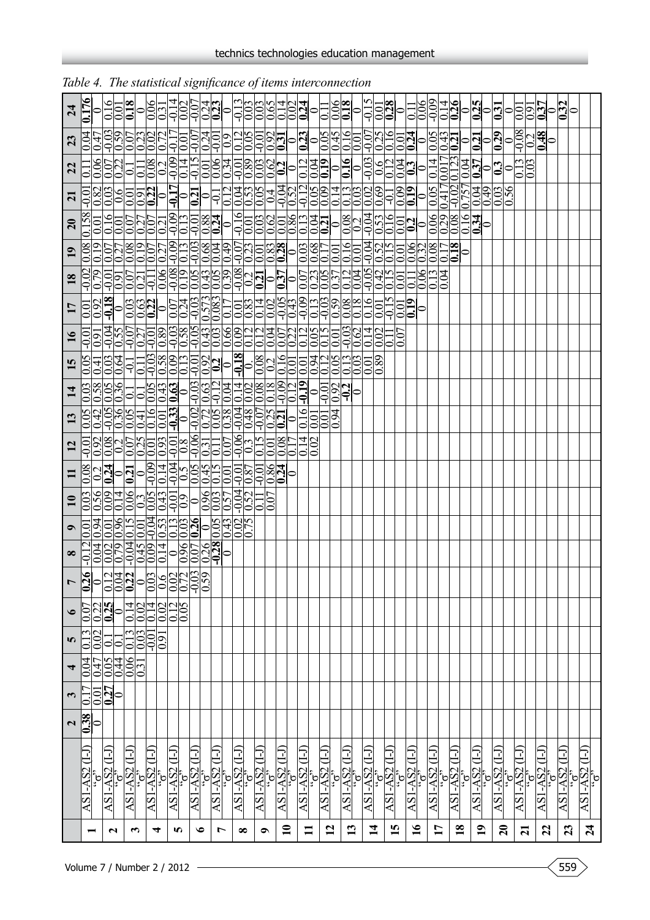*Table 4. The statistical significance of items interconnection*

| | | 2 | 3 | 4 | 5 | 6 | 7 | 8 | 9 | 10 | 11 | 12 | 13 | 14 | 15 | 16 | 17 | 18 | 19 | 20 | 21 | 22 | 23 | 24 |
|---|---|---|---|---|---|---|---|---|---|---|---|---|---|---|---|---|---|---|---|---|---|---|---|---|
| **1** | AS1-AS2 (I-J) | **0.38** | 0.17 | 0.04 | 0.13 | 0.07 | **0.26** | -0.12 | 0.01 | 0.03 | 0.08 | -0.01 | 0.05 | 0.03 | 0.05 | -0.01 | 0.01 | -0.02 | 0.08 | 0.158 | -0.01 | 0.11 | 0.04 | **0.176** |
| | "σ" | 0 | 0.01 | 0.47 | 0.02 | 0.22 | 0 | 0.04 | 0.94 | 0.56 | 0.2 | 0.92 | 0.42 | 0.58 | 0.41 | 0.91 | 0.92 | 0.79 | 0.19 | 0.01 | 0.82 | 0.06 | 0.47 | 0 |
| **2** | AS1-AS2 (I-J) | | **0.27** | 0.05 | 0.1 | **0.25** | 0.12 | 0.02 | 0.01 | 0.09 | **0.24** | 0.08 | -0.05 | 0.05 | 0.03 | -0.04 | **-0.18** | -0.01 | 0.07 | 0.16 | 0.03 | 0.07 | -0.03 | 0.16 |
| | "σ" | | 0 | 0.44 | 0.1 | 0 | 0.04 | 0.79 | 0.96 | 0.14 | 0 | 0.2 | 0.36 | 0.36 | 0.64 | 0.55 | 0 | 0.91 | 0.27 | 0.01 | 0.6 | 0.22 | 0.59 | 0.01 |
| **3** | AS1-AS2 (I-J) | | | 0.06 | 0.13 | 0.14 | **0.22** | -0.04 | 0.15 | 0.06 | **0.21** | 0.07 | 0.05 | 0.1 | -0.1 | -0.07 | 0.03 | 0.07 | 0.08 | 0.07 | 0.01 | 0.1 | 0.07 | **0.18** |
| | "σ" | | | 0.31 | 0.03 | 0.02 | 0 | 0.45 | 0.01 | 0.3 | 0 | 0.25 | 0.41 | 0.1 | 0.11 | 0.27 | 0.63 | 0.21 | 0.19 | 0.27 | 0.91 | 0.11 | 0.23 | 0 |
| **4** | AS1-AS2 (I-J) | | | | -0.01 | 0.14 | 0.03 | 0.09 | -0.04 | 0.05 | -0.09 | 0.01 | 0.16 | 0.05 | -0.03 | -0.01 | **0.22** | -0.11 | 0.07 | 0.07 | **0.22** | 0.08 | 0.02 | 0.06 |
| | "σ" | | | | 0.91 | 0.02 | 0.6 | 0.14 | 0.53 | 0.43 | 0.14 | 0.93 | 0.01 | 0.43 | 0.58 | 0.89 | 0 | 0.06 | 0.27 | 0.21 | 0 | 0.2 | 0.72 | 0.31 |
| **5** | AS1-AS2 (I-J) | | | | | 0.12 | 0.02 | 0 | 0.13 | -0.01 | -0.04 | -0.01 | **-0.33** | **0.63** | 0.09 | -0.03 | 0.07 | -0.08 | -0.09 | -0.09 | **-0.17** | -0.09 | -0.17 | -0.14 |
| | "σ" | | | | | 0.05 | 0.72 | 0.96 | 0.03 | 0.9 | 0.5 | 0.8 | 0 | 0 | 0.13 | 0.58 | 0.24 | 0.19 | 0.13 | 0.13 | 0 | 0.14 | 0.01 | 0.02 |
| **6** | AS1-AS2 (I-J) | | | | | | -0.03 | 0.07 | **0.26** | 0 | 0.05 | -0.06 | -0.02 | -0.03 | -0.01 | -0.05 | -0.03 | 0.05 | -0.03 | -0.01 | **0.21** | -0.15 | -0.07 | -0.07 |
| | "σ" | | | | | | 0.59 | 0.26 | 0 | 0.96 | 0.45 | 0.31 | 0.72 | 0.63 | 0.92 | 0.43 | 0.573 | 0.43 | 0.68 | 0.88 | 0 | 0.01 | 0.24 | 0.24 |
| **7** | AS1-AS2 (I-J) | | | | | | | **-0.28** | 0.05 | 0.03 | 0.15 | 0.11 | 0.05 | -0.12 | **0.2** | 0.03 | 0.083 | 0.05 | 0.04 | **0.24** | -0.1 | 0.06 | -0.01 | **0.23** |
| | "σ" | | | | | | | 0 | 0.43 | 0.57 | 0.01 | 0.07 | 0.38 | 0.04 | 0 | 0.66 | 0.17 | 0.39 | 0.49 | 0 | 0.12 | 0.34 | 0.9 | 0 |
| **8** | AS1-AS2 (I-J) | | | | | | | | 0.02 | -0.04 | -0.01 | -0.06 | -0.04 | 0.14 | **-0.18** | 0.09 | 0.01 | -0.08 | -0.07 | -0.16 | 0.04 | -0.01 | 0.12 | -0.13 |
| | "σ" | | | | | | | | 0.75 | 0.52 | 0.87 | 0.3 | 0.48 | 0.02 | 0. | 0.12 | 0.83 | 0.2 | 0.23 | 0.01 | 0.53 | 0.89 | 0.05 | 0.03 |
| **9** | AS1-AS2 (I-J) | | | | | | | | | 0.11 | -0.01 | 0.15 | -0.07 | 0.08 | 0.08 | 0.12 | 0.14 | **0.21** | 0.01 | 0.03 | 0.05 | 0.03 | -0.01 | 0.03 |
| | "σ" | | | | | | | | | 0.07 | 0.86 | 0.01 | 0.25 | 0.18 | 0.2 | 0.04 | 0.02 | 0 | 0.83 | 0.62 | 0.4 | 0.62 | 0.92 | 0.65 |
| **10** | AS1-AS2 (I-J) | | | | | | | | | | **0.24** | 0.08 | **0.21** | -0.09 | 0.16 | 0.07 | -0.05 | **0.37** | **0.28** | 0.01 | -0.04 | **0.2** | **0.31** | 0.14 |
| | "σ" | | | | | | | | | | 0 | 0.17 | 0 | 0.12 | 0.01 | 0.22 | 0.43 | 0 | 0 | 0.86 | 0.52 | 0 | 0 | 0.02 |
| **11** | AS1-AS2 (I-J) | | | | | | | | | | | 0.14 | 0.16 | **-0.19** | 0.01 | 0.12 | -0.09 | 0.07 | 0.03 | 0.13 | -0.12 | 0.12 | **0.23** | **0.24** |
| | "σ" | | | | | | | | | | | 0.02 | 0.01 | 0 | 0.94 | 0.05 | 0.13 | 0.23 | 0.68 | 0.04 | 0.05 | 0.04 | 0 | 0 |
| **12** | AS1-AS2 (I-J) | | | | | | | | | | | | 0.01 | -0.01 | 0.12 | 0.15 | -0.03 | 0.05 | 0.17 | **0.21** | 0.09 | **0.19** | 0.05 | 0.11 |
| | "σ" | | | | | | | | | | | | 0.94 | 0.92 | 0.05 | 0.01 | 0.59 | 0.37 | 0.01 | 0 | 0.14 | 0 | 0.45 | 0.06 |
| **13** | AS1-AS2 (I-J) | | | | | | | | | | | | | **-0.2** | 0.13 | -0.03 | 0.08 | 0.12 | 0.16 | 0.08 | 0.13 | **0.16** | 0.16 | **0.18** |
| | "σ" | | | | | | | | | | | | | 0 | 0.03 | 0.62 | 0.18 | 0.04 | 0.01 | 0.2 | 0.03 | 0 | 0.01 | 0 |
| **14** | AS1-AS2 (I-J) | | | | | | | | | | | | | | 0.01 | 0.14 | 0.16 | -0.05 | -0.04 | -0.04 | 0.02 | -0.03 | -0.07 | -0.15 |
| | "σ" | | | | | | | | | | | | | | 0.89 | 0.02 | 0.01 | 0.42 | 0.52 | 0.53 | 0.69 | 0.6 | 0.25 | 0.01 |
| **15** | AS1-AS2 (I-J) | | | | | | | | | | | | | | | 0.11 | -0.15 | 0.15 | 0.15 | 0.16 | -0.1 | 0.12 | 0.16 | **0.28** |
| | "σ" | | | | | | | | | | | | | | | 0.07 | 0.01 | 0.01 | 0.01 | 0.01 | 0.09 | 0.04 | 0.01 | 0 |
| **16** | AS1-AS2 (I-J) | | | | | | | | | | | | | | | | **0.19** | 0.11 | 0.06 | **0.2** | **0.19** | **0.3** | **0.24** | 0.11 |
| | "σ" | | | | | | | | | | | | | | | | 0 | 0.06 | 0.32 | 0 | 0 | 0 | 0 | 0.06 |
| **17** | AS1-AS2 (I-J) | | | | | | | | | | | | | | | | | 0.13 | 0.08 | 0.06 | 0.05 | 0.14 | 0.05 | -0.09 |
| | "σ" | | | | | | | | | | | | | | | | | 0.04 | 0.17 | 0.29 | 0.417 | 0.017 | 0.43 | 0.14 |
| **18** | AS1-AS2 (I-J) | | | | | | | | | | | | | | | | | | **0.18** | 0.08 | -0.02 | 0.123 | **0.21** | **0.26** |
| | "σ" | | | | | | | | | | | | | | | | | | 0 | 0.16 | 0.757 | 0.04 | 0 | 0 |
| **19** | AS1-AS2 (I-J) | | | | | | | | | | | | | | | | | | | **0.34** | 0.04 | **0.37** | **0.21** | **0.25** |
| | "σ" | | | | | | | | | | | | | | | | | | | 0 | 0.49 | 0 | 0 | 0 |
| **20** | AS1-AS2 (I-J) | | | | | | | | | | | | | | | | | | | | 0.03 | **0.3** | **0.29** | **0.31** |
| | "σ" | | | | | | | | | | | | | | | | | | | | 0.56 | 0 | 0 | 0 |
| **21** | AS1-AS2 (I-J) | | | | | | | | | | | | | | | | | | | | | 0.13 | -0.08 | 0.01 |
| | "σ" | | | | | | | | | | | | | | | | | | | | | 0.03 | 0.2 | 0.91 |
| **22** | AS1-AS2 (I-J) | | | | | | | | | | | | | | | | | | | | | | **0.48** | **0.37** |
| | "σ" | | | | | | | | | | | | | | | | | | | | | | 0 | 0 |
| **23** | AS1-AS2 (I-J) | | | | | | | | | | | | | | | | | | | | | | | **0.32** |
| | "σ" | | | | | | | | | | | | | | | | | | | | | | | 0 |
| **24** | AS1-AS2 (I-J) | | | | | | | | | | | | | | | | | | | | | | | |
| | "σ" | | | | | | | | | | | | | | | | | | | | | | | |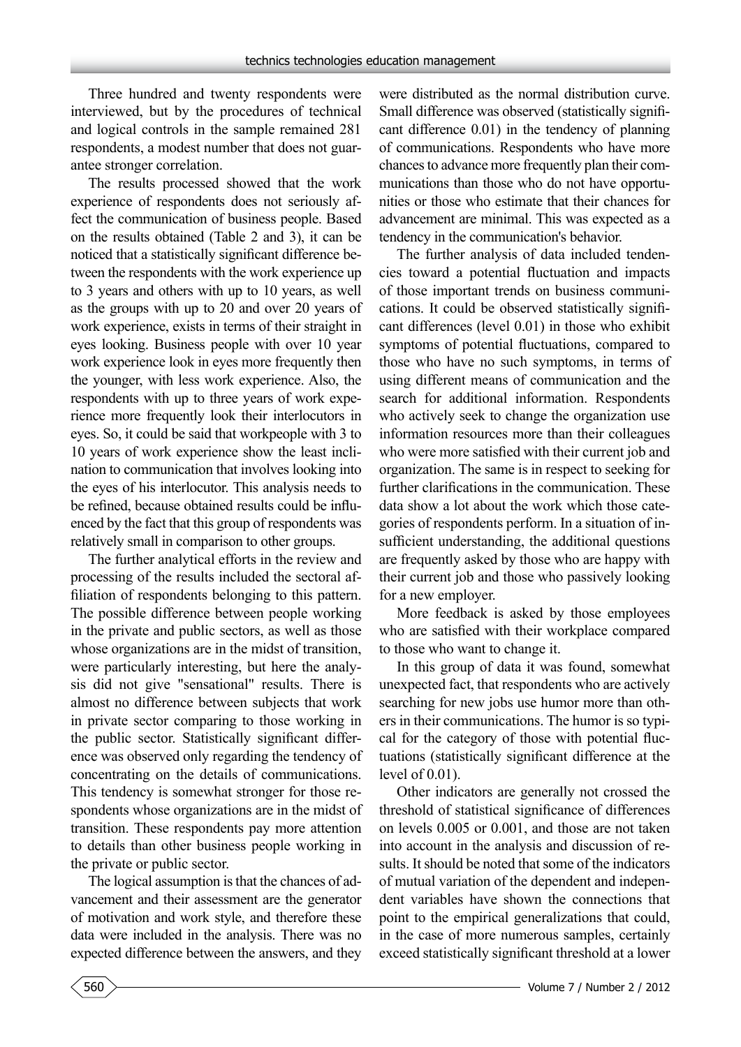Three hundred and twenty respondents were interviewed, but by the procedures of technical and logical controls in the sample remained 281 respondents, a modest number that does not guarantee stronger correlation.

The results processed showed that the work experience of respondents does not seriously affect the communication of business people. Based on the results obtained (Table 2 and 3), it can be noticed that a statistically significant difference between the respondents with the work experience up to 3 years and others with up to 10 years, as well as the groups with up to 20 and over 20 years of work experience, exists in terms of their straight in eyes looking. Business people with over 10 year work experience look in eyes more frequently then the younger, with less work experience. Also, the respondents with up to three years of work experience more frequently look their interlocutors in eyes. So, it could be said that workpeople with 3 to 10 years of work experience show the least inclination to communication that involves looking into the eyes of his interlocutor. This analysis needs to be refined, because obtained results could be influenced by the fact that this group of respondents was relatively small in comparison to other groups.

The further analytical efforts in the review and processing of the results included the sectoral affiliation of respondents belonging to this pattern. The possible difference between people working in the private and public sectors, as well as those whose organizations are in the midst of transition, were particularly interesting, but here the analysis did not give "sensational" results. There is almost no difference between subjects that work in private sector comparing to those working in the public sector. Statistically significant difference was observed only regarding the tendency of concentrating on the details of communications. This tendency is somewhat stronger for those respondents whose organizations are in the midst of transition. These respondents pay more attention to details than other business people working in the private or public sector.

The logical assumption is that the chances of advancement and their assessment are the generator of motivation and work style, and therefore these data were included in the analysis. There was no expected difference between the answers, and they were distributed as the normal distribution curve. Small difference was observed (statistically significant difference 0.01) in the tendency of planning of communications. Respondents who have more chances to advance more frequently plan their communications than those who do not have opportunities or those who estimate that their chances for advancement are minimal. This was expected as a tendency in the communication's behavior.

The further analysis of data included tendencies toward a potential fluctuation and impacts of those important trends on business communications. It could be observed statistically significant differences (level 0.01) in those who exhibit symptoms of potential fluctuations, compared to those who have no such symptoms, in terms of using different means of communication and the search for additional information. Respondents who actively seek to change the organization use information resources more than their colleagues who were more satisfied with their current job and organization. The same is in respect to seeking for further clarifications in the communication. These data show a lot about the work which those categories of respondents perform. In a situation of insufficient understanding, the additional questions are frequently asked by those who are happy with their current job and those who passively looking for a new employer.

More feedback is asked by those employees who are satisfied with their workplace compared to those who want to change it.

In this group of data it was found, somewhat unexpected fact, that respondents who are actively searching for new jobs use humor more than others in their communications. The humor is so typical for the category of those with potential fluctuations (statistically significant difference at the level of 0.01).

Other indicators are generally not crossed the threshold of statistical significance of differences on levels 0.005 or 0.001, and those are not taken into account in the analysis and discussion of results. It should be noted that some of the indicators of mutual variation of the dependent and independent variables have shown the connections that point to the empirical generalizations that could, in the case of more numerous samples, certainly exceed statistically significant threshold at a lower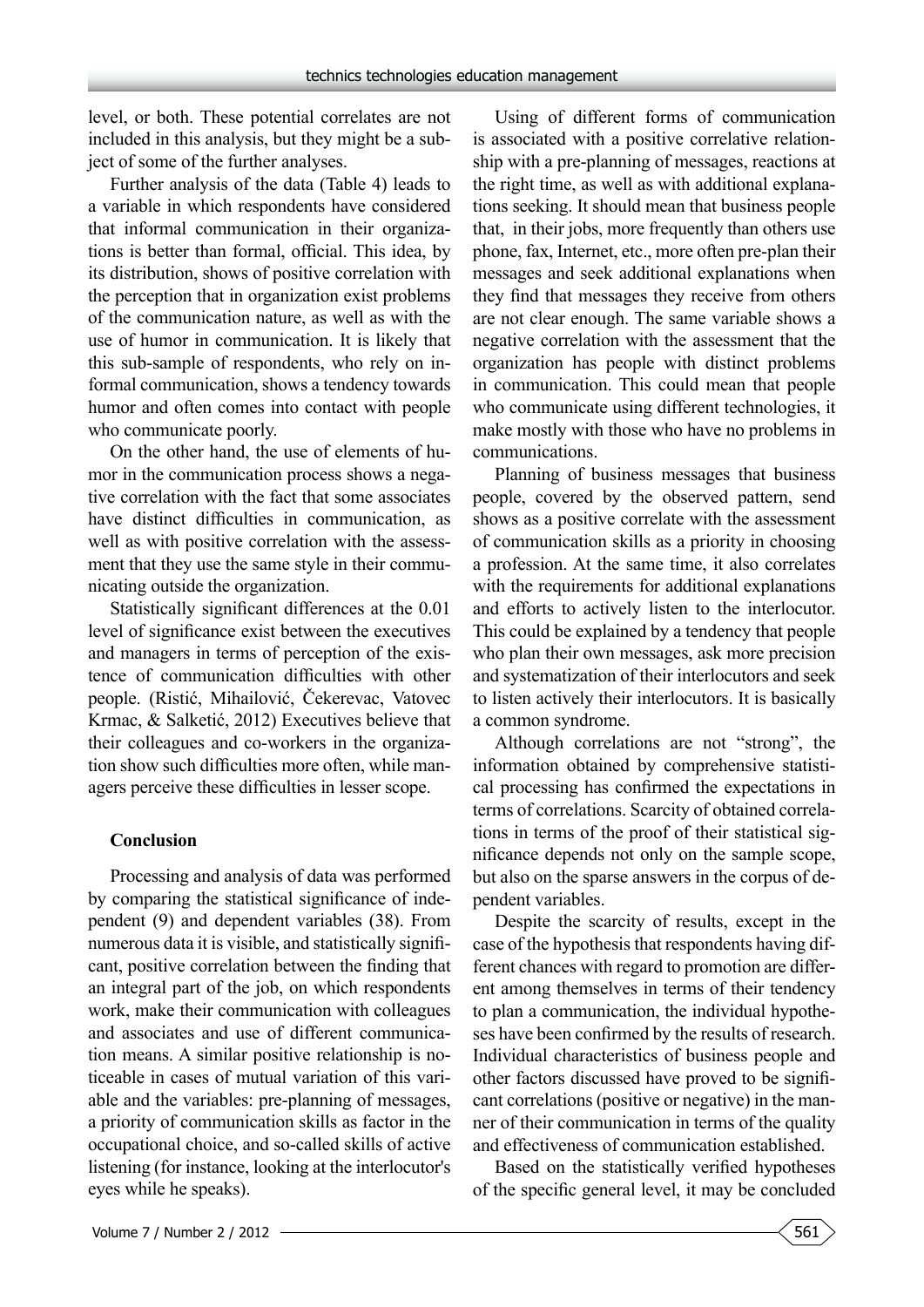level, or both. These potential correlates are not included in this analysis, but they might be a subject of some of the further analyses.

Further analysis of the data (Table 4) leads to a variable in which respondents have considered that informal communication in their organizations is better than formal, official. This idea, by its distribution, shows of positive correlation with the perception that in organization exist problems of the communication nature, as well as with the use of humor in communication. It is likely that this sub-sample of respondents, who rely on informal communication, shows a tendency towards humor and often comes into contact with people who communicate poorly.

On the other hand, the use of elements of humor in the communication process shows a negative correlation with the fact that some associates have distinct difficulties in communication, as well as with positive correlation with the assessment that they use the same style in their communicating outside the organization.

Statistically significant differences at the 0.01 level of significance exist between the executives and managers in terms of perception of the existence of communication difficulties with other people. (Ristić, Mihailović, Čekerevac, Vatovec Krmac, & Salketić, 2012) Executives believe that their colleagues and co-workers in the organization show such difficulties more often, while managers perceive these difficulties in lesser scope.

## Conclusion

Processing and analysis of data was performed by comparing the statistical significance of independent (9) and dependent variables (38). From numerous data it is visible, and statistically significant, positive correlation between the finding that an integral part of the job, on which respondents work, make their communication with colleagues and associates and use of different communication means. A similar positive relationship is noticeable in cases of mutual variation of this variable and the variables: pre-planning of messages, a priority of communication skills as factor in the occupational choice, and so-called skills of active listening (for instance, looking at the interlocutor's eyes while he speaks).

Using of different forms of communication is associated with a positive correlative relationship with a pre-planning of messages, reactions at the right time, as well as with additional explanations seeking. It should mean that business people that, in their jobs, more frequently than others use phone, fax, Internet, etc., more often pre-plan their messages and seek additional explanations when they find that messages they receive from others are not clear enough. The same variable shows a negative correlation with the assessment that the organization has people with distinct problems in communication. This could mean that people who communicate using different technologies, it make mostly with those who have no problems in communications.

Planning of business messages that business people, covered by the observed pattern, send shows as a positive correlate with the assessment of communication skills as a priority in choosing a profession. At the same time, it also correlates with the requirements for additional explanations and efforts to actively listen to the interlocutor. This could be explained by a tendency that people who plan their own messages, ask more precision and systematization of their interlocutors and seek to listen actively their interlocutors. It is basically a common syndrome.

Although correlations are not "strong", the information obtained by comprehensive statistical processing has confirmed the expectations in terms of correlations. Scarcity of obtained correlations in terms of the proof of their statistical significance depends not only on the sample scope, but also on the sparse answers in the corpus of dependent variables.

Despite the scarcity of results, except in the case of the hypothesis that respondents having different chances with regard to promotion are different among themselves in terms of their tendency to plan a communication, the individual hypotheses have been confirmed by the results of research. Individual characteristics of business people and other factors discussed have proved to be significant correlations (positive or negative) in the manner of their communication in terms of the quality and effectiveness of communication established.

Based on the statistically verified hypotheses of the specific general level, it may be concluded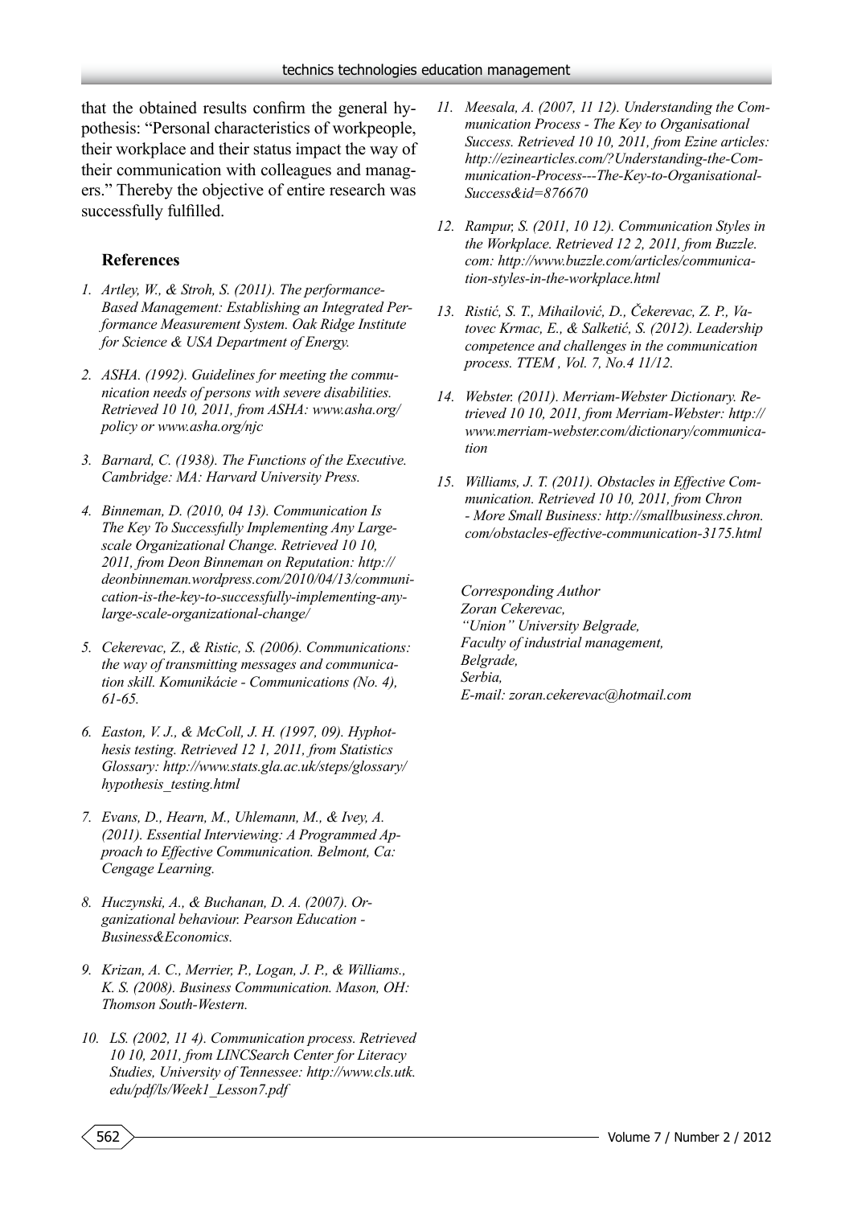that the obtained results confirm the general hypothesis: "Personal characteristics of workpeople, their workplace and their status impact the way of their communication with colleagues and managers." Thereby the objective of entire research was successfully fulfilled.

## References

1. *Artley, W., & Stroh, S. (2011). The performance-Based Management: Establishing an Integrated Performance Measurement System. Oak Ridge Institute for Science & USA Department of Energy.*

2. *ASHA. (1992). Guidelines for meeting the communication needs of persons with severe disabilities. Retrieved 10 10, 2011, from ASHA: www.asha.org/policy or www.asha.org/njc*

3. *Barnard, C. (1938). The Functions of the Executive. Cambridge: MA: Harvard University Press.*

4. *Binneman, D. (2010, 04 13). Communication Is The Key To Successfully Implementing Any Large-scale Organizational Change. Retrieved 10 10, 2011, from Deon Binneman on Reputation: http://deonbinneman.wordpress.com/2010/04/13/communication-is-the-key-to-successfully-implementing-any-large-scale-organizational-change/*

5. *Cekerevac, Z., & Ristic, S. (2006). Communications: the way of transmitting messages and communication skill. Komunikácie - Communications (No. 4), 61-65.*

6. *Easton, V. J., & McColl, J. H. (1997, 09). Hyphothesis testing. Retrieved 12 1, 2011, from Statistics Glossary: http://www.stats.gla.ac.uk/steps/glossary/hypothesis_testing.html*

7. *Evans, D., Hearn, M., Uhlemann, M., & Ivey, A. (2011). Essential Interviewing: A Programmed Approach to Effective Communication. Belmont, Ca: Cengage Learning.*

8. *Huczynski, A., & Buchanan, D. A. (2007). Organizational behaviour. Pearson Education - Business&Economics.*

9. *Krizan, A. C., Merrier, P., Logan, J. P., & Williams., K. S. (2008). Business Communication. Mason, OH: Thomson South-Western.*

10. *LS. (2002, 11 4). Communication process. Retrieved 10 10, 2011, from LINCSearch Center for Literacy Studies, University of Tennessee: http://www.cls.utk.edu/pdf/ls/Week1_Lesson7.pdf*

11. *Meesala, A. (2007, 11 12). Understanding the Communication Process - The Key to Organisational Success. Retrieved 10 10, 2011, from Ezine articles: http://ezinearticles.com/?Understanding-the-Communication-Process---The-Key-to-Organisational-Success&id=876670*

12. *Rampur, S. (2011, 10 12). Communication Styles in the Workplace. Retrieved 12 2, 2011, from Buzzle.com: http://www.buzzle.com/articles/communication-styles-in-the-workplace.html*

13. *Ristić, S. T., Mihailović, D., Čekerevac, Z. P., Vatovec Krmac, E., & Salketić, S. (2012). Leadership competence and challenges in the communication process. TTEM , Vol. 7, No.4 11/12.*

14. *Webster. (2011). Merriam-Webster Dictionary. Retrieved 10 10, 2011, from Merriam-Webster: http://www.merriam-webster.com/dictionary/communication*

15. *Williams, J. T. (2011). Obstacles in Effective Communication. Retrieved 10 10, 2011, from Chron - More Small Business: http://smallbusiness.chron.com/obstacles-effective-communication-3175.html*

*Corresponding Author*
*Zoran Cekerevac,*
*"Union" University Belgrade,*
*Faculty of industrial management,*
*Belgrade,*
*Serbia,*
*E-mail: zoran.cekerevac@hotmail.com*